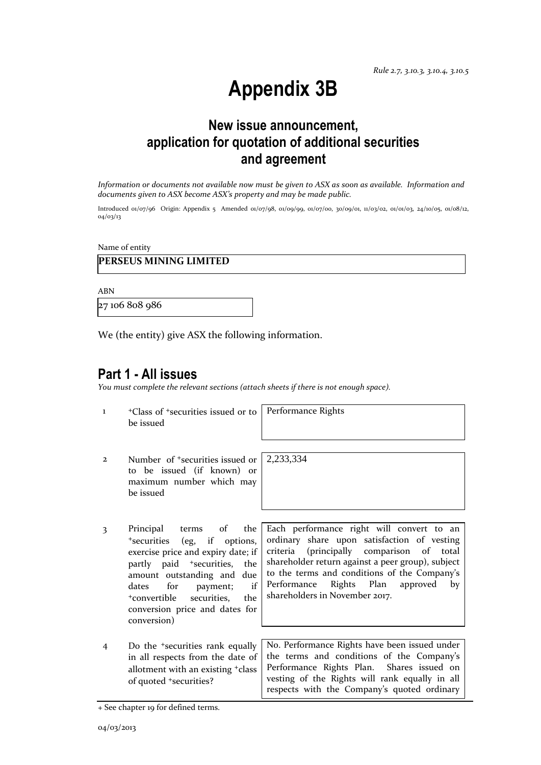*Rule 2.7, 3.10.3, 3.10.4, 3.10.5*

# Appendix 3B

## New issue announcement, application for quotation of additional securities and agreement

*Information or documents not available now must be given to ASX as soon as available. Information and documents given to ASX become ASX's property and may be made public.*

Introduced 01/07/96 Origin: Appendix 5 Amended 01/07/98, 01/09/99, 01/07/00, 30/09/01, 11/03/02, 01/01/03, 24/10/05, 01/08/12, 04/03/13

Name of entity

**PERSEUS MINING LIMITED**

ABN

27 106 808 986

We (the entity) give ASX the following information.

## Part 1 - All issues

*You must complete the relevant sections (attach sheets if there is not enough space).*

| | | |
|---|---|---|
| 1 | +Class of +securities issued or to be issued | Performance Rights |
| 2 | Number of +securities issued or to be issued (if known) or maximum number which may be issued | 2,233,334 |
| 3 | Principal terms of the +securities (eg, if options, exercise price and expiry date; if partly paid +securities, the amount outstanding and due dates for payment; if +convertible securities, the conversion price and dates for conversion) | Each performance right will convert to an ordinary share upon satisfaction of vesting criteria (principally comparison of total shareholder return against a peer group), subject to the terms and conditions of the Company's Performance Rights Plan approved by shareholders in November 2017. |
| 4 | Do the +securities rank equally in all respects from the date of allotment with an existing +class of quoted +securities? | No. Performance Rights have been issued under the terms and conditions of the Company's Performance Rights Plan. Shares issued on vesting of the Rights will rank equally in all respects with the Company's quoted ordinary |

+ See chapter 19 for defined terms.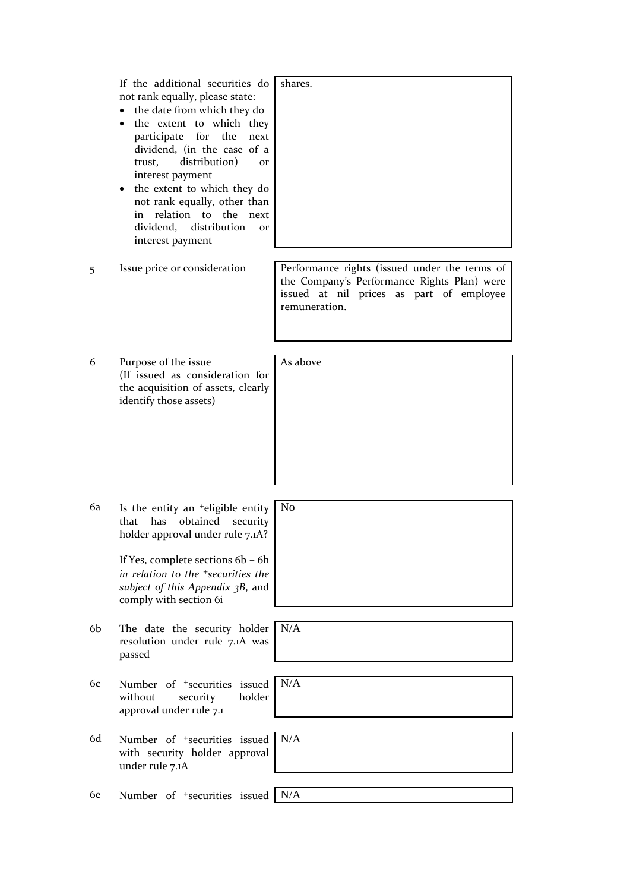| | | |
|---|---|---|
| | If the additional securities do not rank equally, please state:<br>• the date from which they do<br>• the extent to which they participate for the next dividend, (in the case of a trust, distribution) or interest payment<br>• the extent to which they do not rank equally, other than in relation to the next dividend, distribution or interest payment | shares. |
| 5 | Issue price or consideration | Performance rights (issued under the terms of the Company's Performance Rights Plan) were issued at nil prices as part of employee remuneration. |
| 6 | Purpose of the issue<br>(If issued as consideration for the acquisition of assets, clearly identify those assets) | As above |
| 6a | Is the entity an +eligible entity that has obtained security holder approval under rule 7.1A?<br><br>If Yes, complete sections 6b – 6h *in relation to the +securities the subject of this Appendix 3B*, and comply with section 6i | No |
| 6b | The date the security holder resolution under rule 7.1A was passed | N/A |
| 6c | Number of +securities issued without security holder approval under rule 7.1 | N/A |
| 6d | Number of +securities issued with security holder approval under rule 7.1A | N/A |
| 6e | Number of +securities issued | N/A |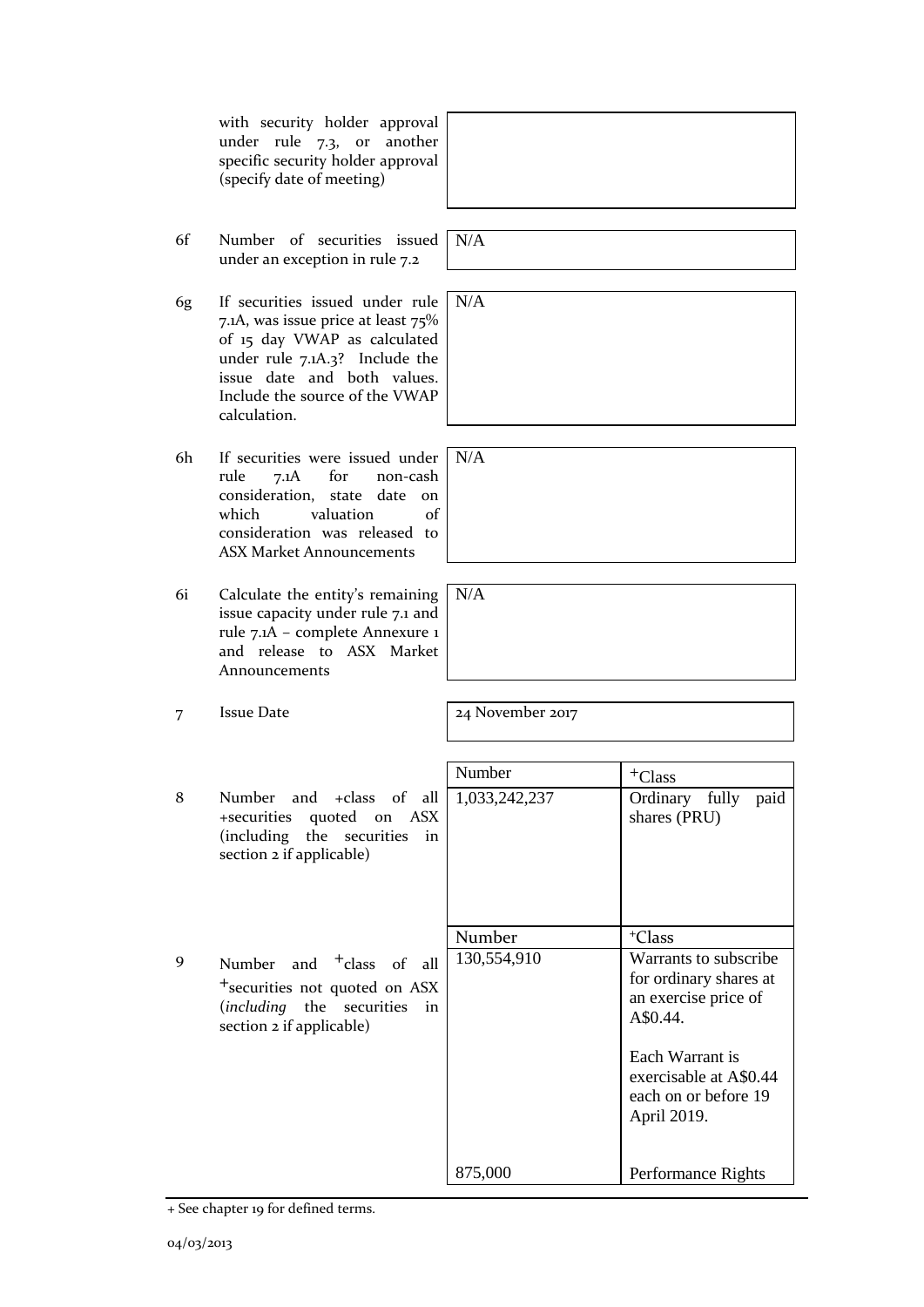| | | | |
|---|---|---|---|
| | with security holder approval under rule 7.3, or another specific security holder approval (specify date of meeting) | | |
| 6f | Number of securities issued under an exception in rule 7.2 | N/A | |
| 6g | If securities issued under rule 7.1A, was issue price at least 75% of 15 day VWAP as calculated under rule 7.1A.3? Include the issue date and both values. Include the source of the VWAP calculation. | N/A | |
| 6h | If securities were issued under rule 7.1A for non-cash consideration, state date on which valuation of consideration was released to ASX Market Announcements | N/A | |
| 6i | Calculate the entity's remaining issue capacity under rule 7.1 and rule 7.1A – complete Annexure 1 and release to ASX Market Announcements | N/A | |
| 7 | Issue Date | 24 November 2017 | |
| | | Number | +Class |
| 8 | Number and +class of all +securities quoted on ASX (including the securities in section 2 if applicable) | 1,033,242,237 | Ordinary fully paid shares (PRU) |
| | | Number | +Class |
| 9 | Number and +class of all +securities not quoted on ASX (*including* the securities in section 2 if applicable) | 130,554,910 | Warrants to subscribe for ordinary shares at an exercise price of A$0.44.<br><br>Each Warrant is exercisable at A$0.44 each on or before 19 April 2019. |
| | | 875,000 | Performance Rights |

+ See chapter 19 for defined terms.

04/03/2013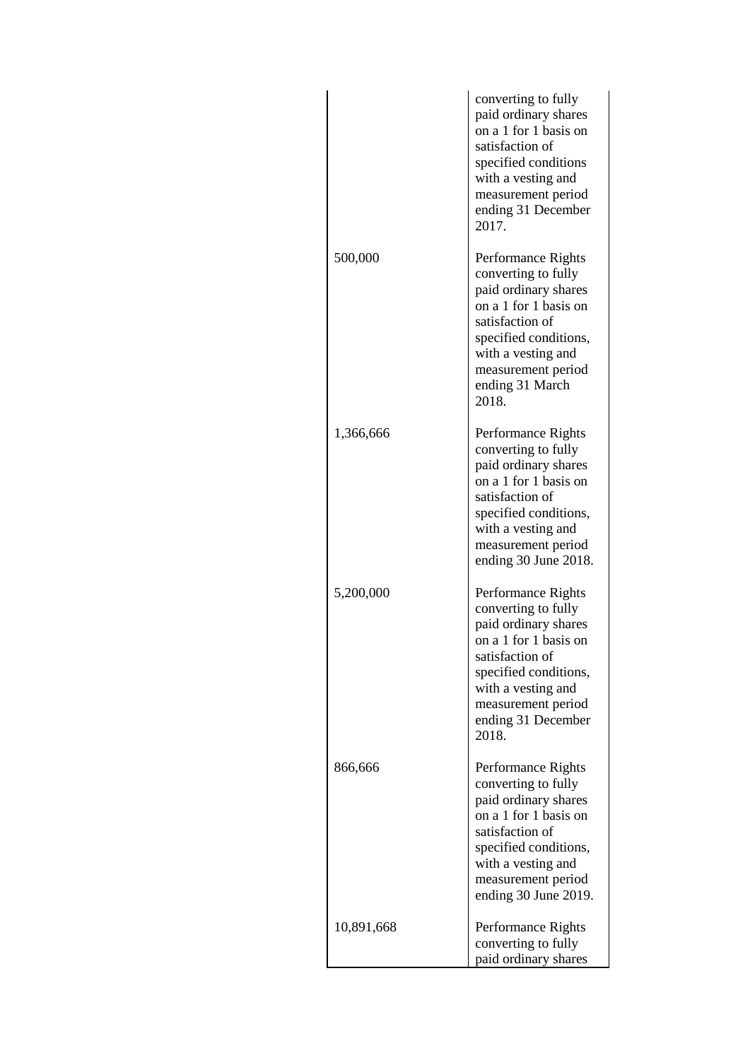| | |
|---|---|
| | converting to fully paid ordinary shares on a 1 for 1 basis on satisfaction of specified conditions with a vesting and measurement period ending 31 December 2017. |
| 500,000 | Performance Rights converting to fully paid ordinary shares on a 1 for 1 basis on satisfaction of specified conditions, with a vesting and measurement period ending 31 March 2018. |
| 1,366,666 | Performance Rights converting to fully paid ordinary shares on a 1 for 1 basis on satisfaction of specified conditions, with a vesting and measurement period ending 30 June 2018. |
| 5,200,000 | Performance Rights converting to fully paid ordinary shares on a 1 for 1 basis on satisfaction of specified conditions, with a vesting and measurement period ending 31 December 2018. |
| 866,666 | Performance Rights converting to fully paid ordinary shares on a 1 for 1 basis on satisfaction of specified conditions, with a vesting and measurement period ending 30 June 2019. |
| 10,891,668 | Performance Rights converting to fully paid ordinary shares |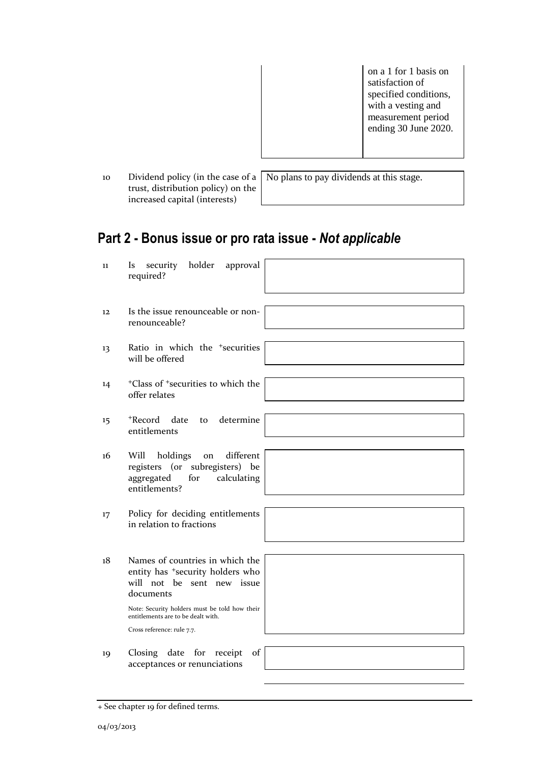| | | |
|---|---|---|
| | | on a 1 for 1 basis on satisfaction of specified conditions, with a vesting and measurement period ending 30 June 2020. |

| | | |
|---|---|---|
| 10 | Dividend policy (in the case of a trust, distribution policy) on the increased capital (interests) | No plans to pay dividends at this stage. |

## Part 2 - Bonus issue or pro rata issue - *Not applicable*

| | | |
|---|---|---|
| 11 | Is security holder approval required? | |
| 12 | Is the issue renounceable or non-renounceable? | |
| 13 | Ratio in which the +securities will be offered | |
| 14 | +Class of +securities to which the offer relates | |
| 15 | +Record date to determine entitlements | |
| 16 | Will holdings on different registers (or subregisters) be aggregated for calculating entitlements? | |
| 17 | Policy for deciding entitlements in relation to fractions | |
| 18 | Names of countries in which the entity has +security holders who will not be sent new issue documents<br><br>Note: Security holders must be told how their entitlements are to be dealt with.<br><br>Cross reference: rule 7.7. | |
| 19 | Closing date for receipt of acceptances or renunciations | |

+ See chapter 19 for defined terms.

04/03/2013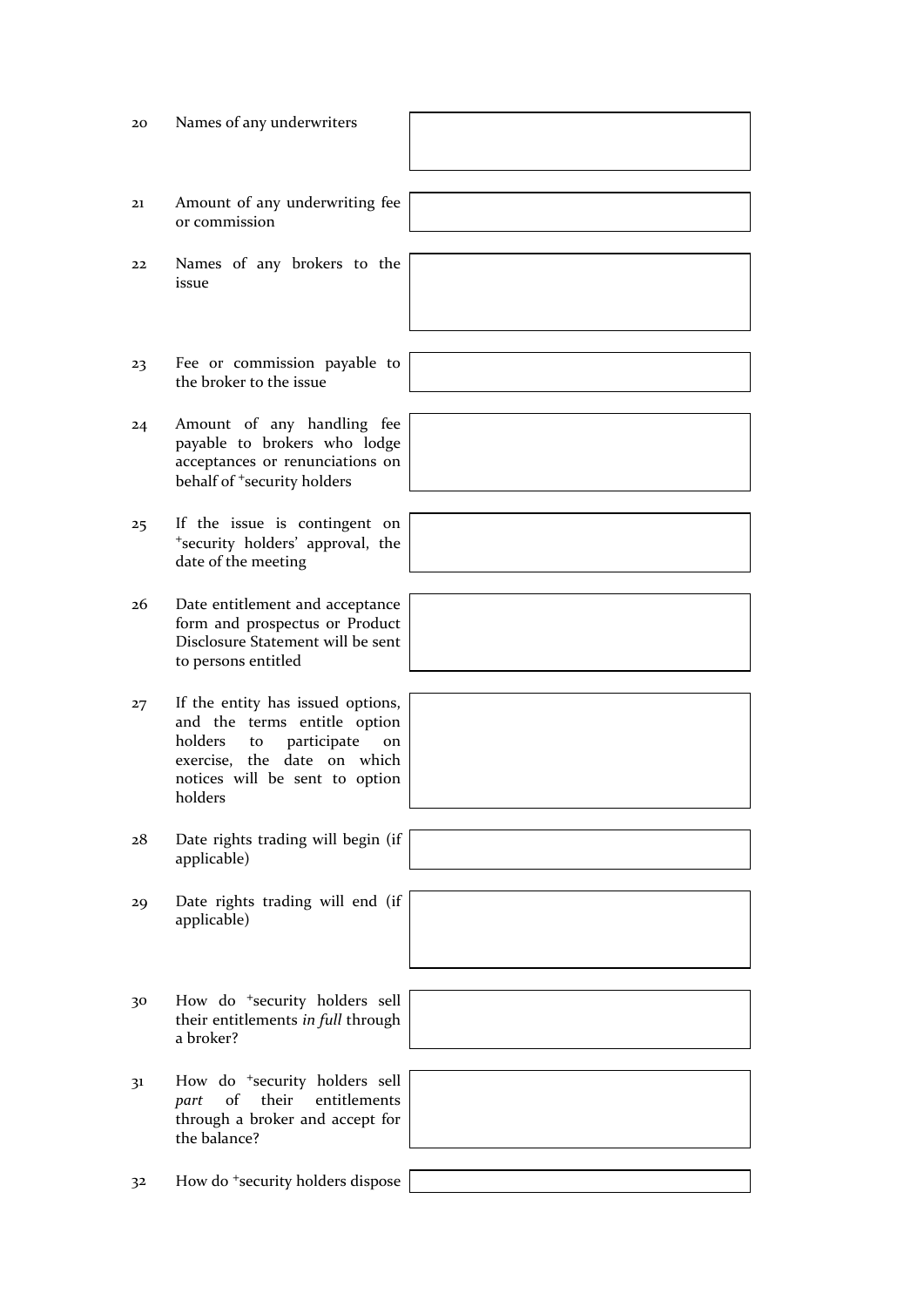| | | |
|---|---|---|
| 20 | Names of any underwriters | |
| 21 | Amount of any underwriting fee or commission | |
| 22 | Names of any brokers to the issue | |
| 23 | Fee or commission payable to the broker to the issue | |
| 24 | Amount of any handling fee payable to brokers who lodge acceptances or renunciations on behalf of +security holders | |
| 25 | If the issue is contingent on +security holders' approval, the date of the meeting | |
| 26 | Date entitlement and acceptance form and prospectus or Product Disclosure Statement will be sent to persons entitled | |
| 27 | If the entity has issued options, and the terms entitle option holders to participate on exercise, the date on which notices will be sent to option holders | |
| 28 | Date rights trading will begin (if applicable) | |
| 29 | Date rights trading will end (if applicable) | |
| 30 | How do +security holders sell their entitlements *in full* through a broker? | |
| 31 | How do +security holders sell *part* of their entitlements through a broker and accept for the balance? | |
| 32 | How do +security holders dispose | |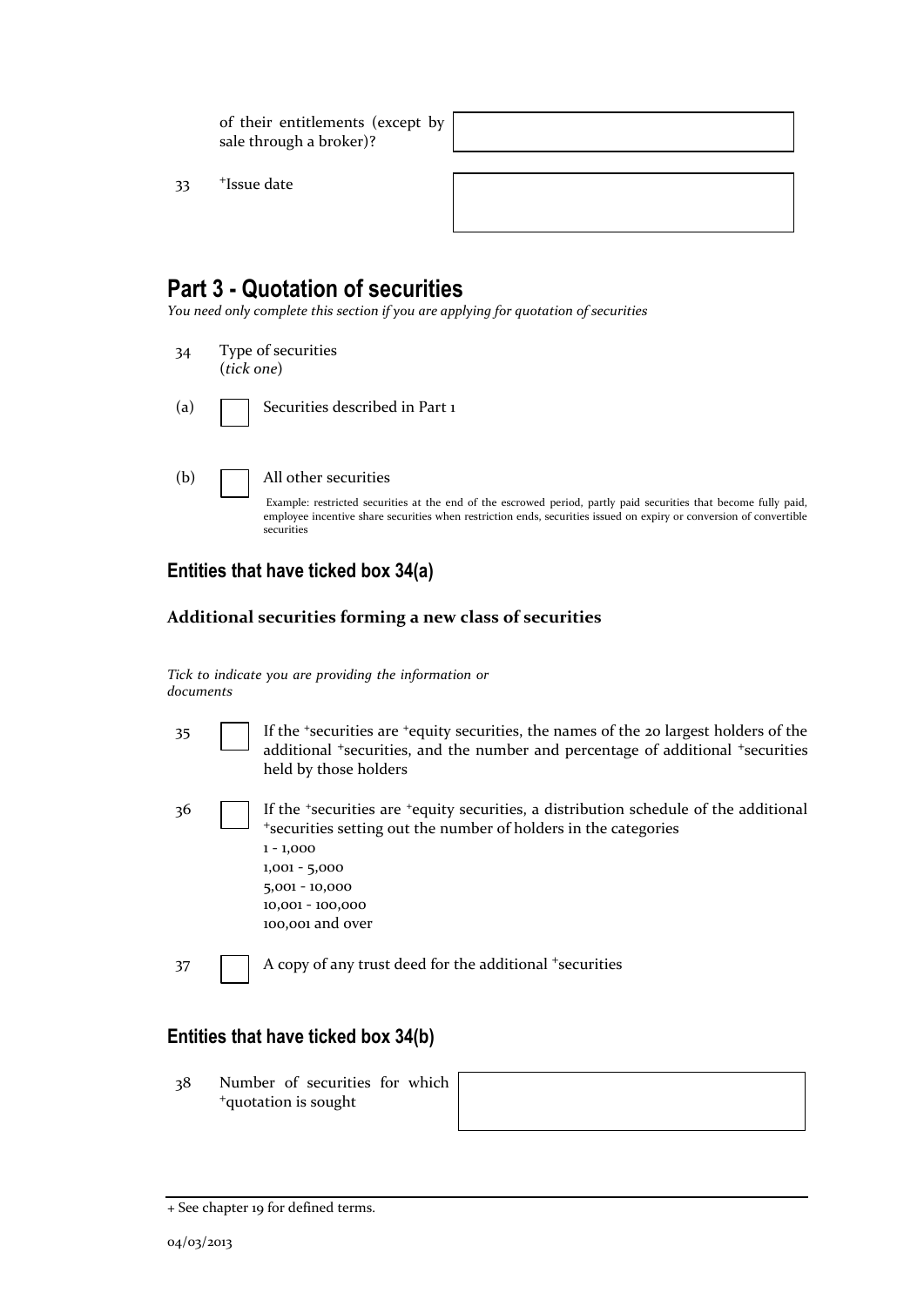| | | |
|---|---|---|
| | of their entitlements (except by sale through a broker)? | |
| 33 | +Issue date | |

## Part 3 - Quotation of securities

*You need only complete this section if you are applying for quotation of securities*

34 Type of securities
(*tick one*)

(a) ☐ Securities described in Part 1

(b) ☐ All other securities

Example: restricted securities at the end of the escrowed period, partly paid securities that become fully paid, employee incentive share securities when restriction ends, securities issued on expiry or conversion of convertible securities

### Entities that have ticked box 34(a)

#### Additional securities forming a new class of securities

*Tick to indicate you are providing the information or documents*

35 ☐ If the +securities are +equity securities, the names of the 20 largest holders of the additional +securities, and the number and percentage of additional +securities held by those holders

36 ☐ If the +securities are +equity securities, a distribution schedule of the additional +securities setting out the number of holders in the categories
1 - 1,000
1,001 - 5,000
5,001 - 10,000
10,001 - 100,000
100,001 and over

37 ☐ A copy of any trust deed for the additional +securities

### Entities that have ticked box 34(b)

| | | |
|---|---|---|
| 38 | Number of securities for which +quotation is sought | |

+ See chapter 19 for defined terms.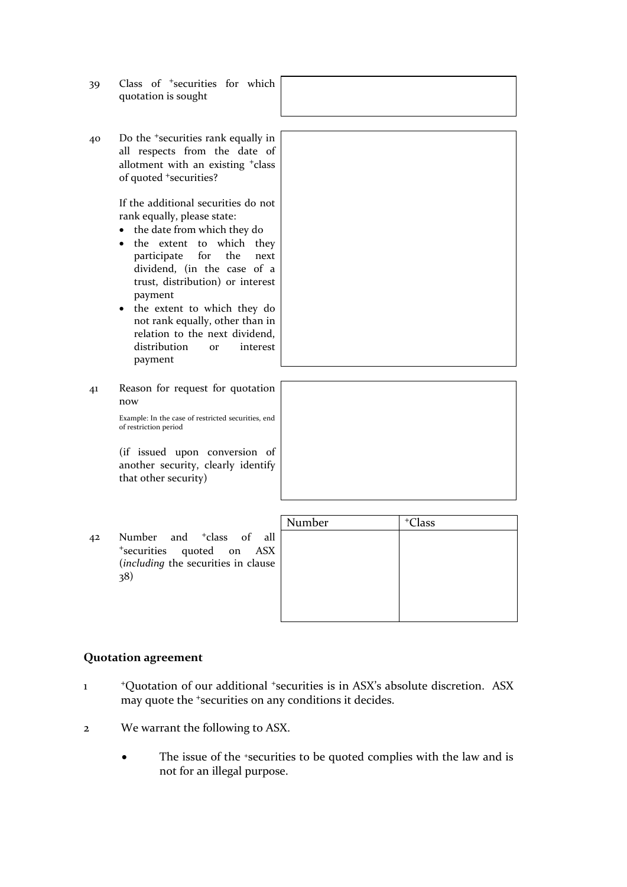| | | |
|---|---|---|
| 39 | Class of +securities for which quotation is sought | |
| 40 | Do the +securities rank equally in all respects from the date of allotment with an existing +class of quoted +securities?<br><br>If the additional securities do not rank equally, please state:<br>• the date from which they do<br>• the extent to which they participate for the next dividend, (in the case of a trust, distribution) or interest payment<br>• the extent to which they do not rank equally, other than in relation to the next dividend, distribution or interest payment | |
| 41 | Reason for request for quotation now<br><br>Example: In the case of restricted securities, end of restriction period<br><br>(if issued upon conversion of another security, clearly identify that other security) | |

| | | Number | +Class |
|---|---|---|---|
| 42 | Number and +class of all +securities quoted on ASX (*including* the securities in clause 38) | | |

## Quotation agreement

1 +Quotation of our additional +securities is in ASX's absolute discretion. ASX may quote the +securities on any conditions it decides.

2 We warrant the following to ASX.

- The issue of the +securities to be quoted complies with the law and is not for an illegal purpose.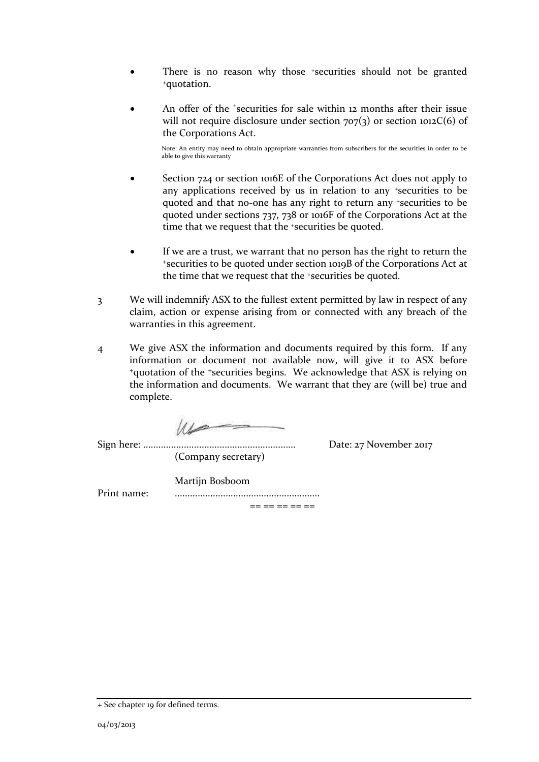- There is no reason why those +securities should not be granted +quotation.

- An offer of the +securities for sale within 12 months after their issue will not require disclosure under section 707(3) or section 1012C(6) of the Corporations Act.

  Note: An entity may need to obtain appropriate warranties from subscribers for the securities in order to be able to give this warranty

- Section 724 or section 1016E of the Corporations Act does not apply to any applications received by us in relation to any +securities to be quoted and that no-one has any right to return any +securities to be quoted under sections 737, 738 or 1016F of the Corporations Act at the time that we request that the +securities be quoted.

- If we are a trust, we warrant that no person has the right to return the +securities to be quoted under section 1019B of the Corporations Act at the time that we request that the +securities be quoted.

3 We will indemnify ASX to the fullest extent permitted by law in respect of any claim, action or expense arising from or connected with any breach of the warranties in this agreement.

4 We give ASX the information and documents required by this form. If any information or document not available now, will give it to ASX before +quotation of the +securities begins. We acknowledge that ASX is relying on the information and documents. We warrant that they are (will be) true and complete.

Sign here: ............................................................ Date: 27 November 2017
(Company secretary)

Print name: Martijn Bosboom
.........................................................

== == == == ==

+ See chapter 19 for defined terms.

04/03/2013